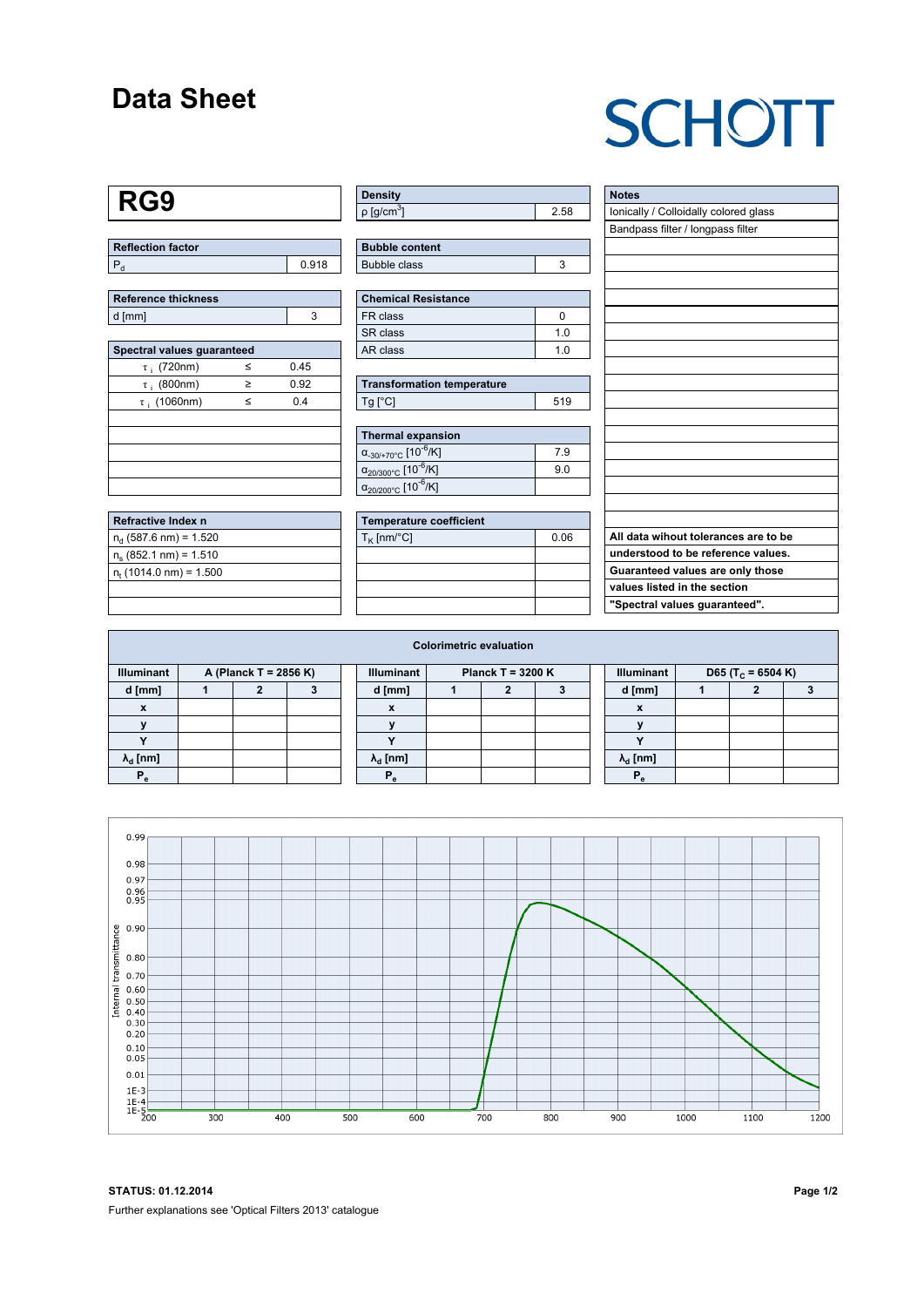# Data Sheet

SCHOTT

## RG9

| Reflection factor | |
|---|---|
| $P_d$ | 0.918 |

| Reference thickness | |
|---|---|
| d [mm] | 3 |

| Spectral values guaranteed | | |
|---|---|---|
| $\tau_i$ (720nm) | ≤ | 0.45 |
| $\tau_i$ (800nm) | ≥ | 0.92 |
| $\tau_i$ (1060nm) | ≤ | 0.4 |

| Refractive Index n |
|---|
| $n_d$ (587.6 nm) = 1.520 |
| $n_s$ (852.1 nm) = 1.510 |
| $n_t$ (1014.0 nm) = 1.500 |

| Density | |
|---|---|
| ρ [g/cm³] | 2.58 |

| Bubble content | |
|---|---|
| Bubble class | 3 |

| Chemical Resistance | |
|---|---|
| FR class | 0 |
| SR class | 1.0 |
| AR class | 1.0 |

| Transformation temperature | |
|---|---|
| Tg [°C] | 519 |

| Thermal expansion | |
|---|---|
| $\alpha_{-30/+70°C}$ [$10^{-6}$/K] | 7.9 |
| $\alpha_{20/300°C}$ [$10^{-6}$/K] | 9.0 |
| $\alpha_{20/200°C}$ [$10^{-6}$/K] | |

| Temperature coefficient | |
|---|---|
| $T_K$ [nm/°C] | 0.06 |

| Notes |
|---|
| Ionically / Colloidally colored glass |
| Bandpass filter / longpass filter |

**All data wihout tolerances are to be understood to be reference values. Guaranteed values are only those values listed in the section "Spectral values guaranteed".**

### Colorimetric evaluation

| Illuminant | A (Planck T = 2856 K) | | | Illuminant | Planck T = 3200 K | | | Illuminant | D65 ($T_c$ = 6504 K) | | |
|---|---|---|---|---|---|---|---|---|---|---|---|
| d [mm] | 1 | 2 | 3 | d [mm] | 1 | 2 | 3 | d [mm] | 1 | 2 | 3 |
| x | | | | x | | | | x | | | |
| y | | | | y | | | | y | | | |
| Y | | | | Y | | | | Y | | | |
| $\lambda_d$ [nm] | | | | $\lambda_d$ [nm] | | | | $\lambda_d$ [nm] | | | |
| $P_e$ | | | | $P_e$ | | | | $P_e$ | | | |

**STATUS: 01.12.2014**

Further explanations see 'Optical Filters 2013' catalogue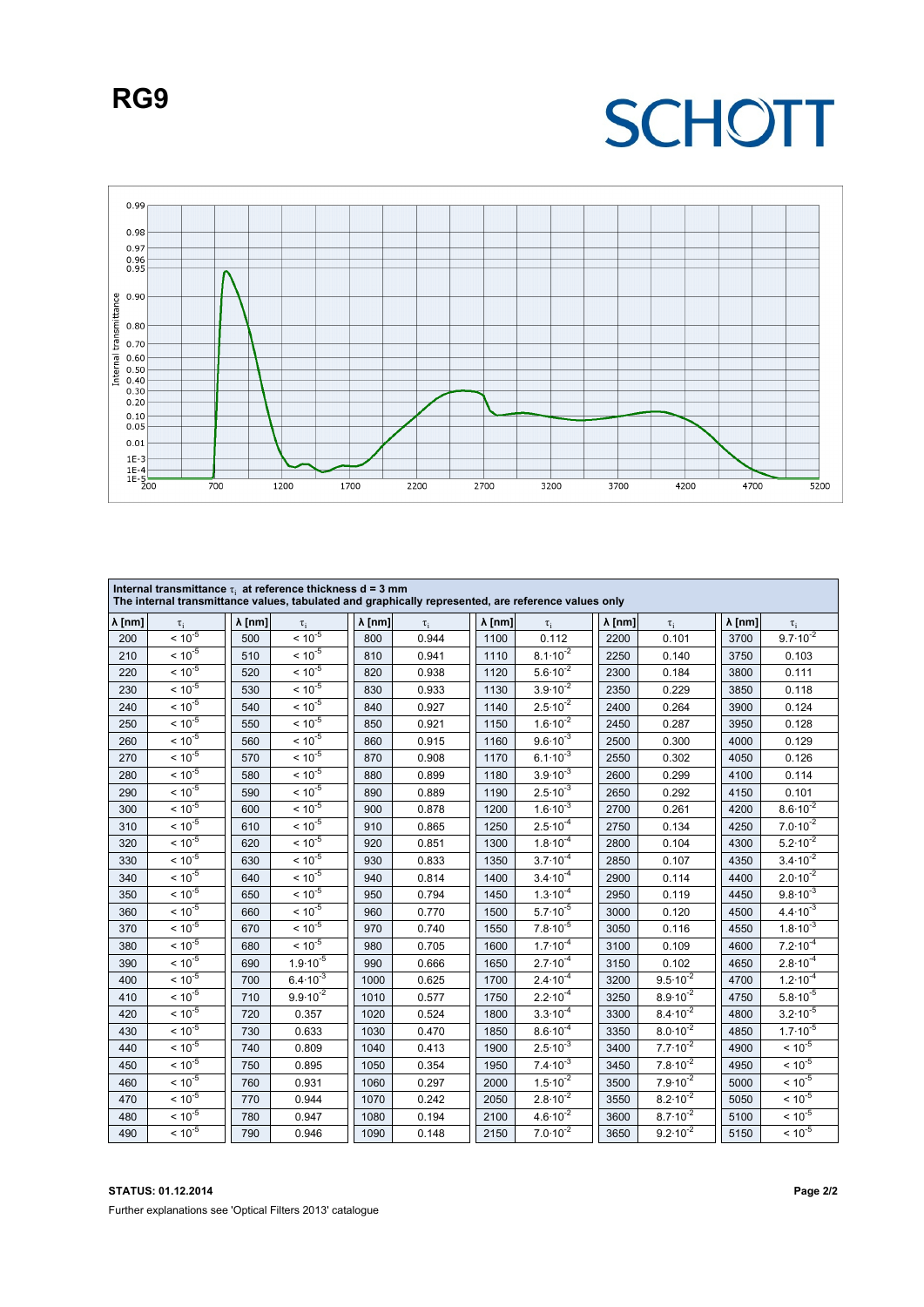# RG9

SCHOTT

Internal transmittance

0.99
0.98
0.97
0.96
0.95
0.90
0.80
0.70
0.60
0.50
0.40
0.30
0.20
0.10
0.05
0.01
1E-3
1E-4
1E-5

200 700 1200 1700 2200 2700 3200 3700 4200 4700 5200

**Internal transmittance $\tau_i$ at reference thickness d = 3 mm**
**The internal transmittance values, tabulated and graphically represented, are reference values only**

| λ [nm] | $\tau_i$ | λ [nm] | $\tau_i$ | λ [nm] | $\tau_i$ | λ [nm] | $\tau_i$ | λ [nm] | $\tau_i$ | λ [nm] | $\tau_i$ |
|---|---|---|---|---|---|---|---|---|---|---|---|
| 200 | $< 10^{-5}$ | 500 | $< 10^{-5}$ | 800 | 0.944 | 1100 | 0.112 | 2200 | 0.101 | 3700 | $9.7 \cdot 10^{-2}$ |
| 210 | $< 10^{-5}$ | 510 | $< 10^{-5}$ | 810 | 0.941 | 1110 | $8.1 \cdot 10^{-2}$ | 2250 | 0.140 | 3750 | 0.103 |
| 220 | $< 10^{-5}$ | 520 | $< 10^{-5}$ | 820 | 0.938 | 1120 | $5.6 \cdot 10^{-2}$ | 2300 | 0.184 | 3800 | 0.111 |
| 230 | $< 10^{-5}$ | 530 | $< 10^{-5}$ | 830 | 0.933 | 1130 | $3.9 \cdot 10^{-2}$ | 2350 | 0.229 | 3850 | 0.118 |
| 240 | $< 10^{-5}$ | 540 | $< 10^{-5}$ | 840 | 0.927 | 1140 | $2.5 \cdot 10^{-2}$ | 2400 | 0.264 | 3900 | 0.124 |
| 250 | $< 10^{-5}$ | 550 | $< 10^{-5}$ | 850 | 0.921 | 1150 | $1.6 \cdot 10^{-2}$ | 2450 | 0.287 | 3950 | 0.128 |
| 260 | $< 10^{-5}$ | 560 | $< 10^{-5}$ | 860 | 0.915 | 1160 | $9.6 \cdot 10^{-3}$ | 2500 | 0.300 | 4000 | 0.129 |
| 270 | $< 10^{-5}$ | 570 | $< 10^{-5}$ | 870 | 0.908 | 1170 | $6.1 \cdot 10^{-3}$ | 2550 | 0.302 | 4050 | 0.126 |
| 280 | $< 10^{-5}$ | 580 | $< 10^{-5}$ | 880 | 0.899 | 1180 | $3.9 \cdot 10^{-3}$ | 2600 | 0.299 | 4100 | 0.114 |
| 290 | $< 10^{-5}$ | 590 | $< 10^{-5}$ | 890 | 0.889 | 1190 | $2.5 \cdot 10^{-3}$ | 2650 | 0.292 | 4150 | 0.101 |
| 300 | $< 10^{-5}$ | 600 | $< 10^{-5}$ | 900 | 0.878 | 1200 | $1.6 \cdot 10^{-3}$ | 2700 | 0.261 | 4200 | $8.6 \cdot 10^{-2}$ |
| 310 | $< 10^{-5}$ | 610 | $< 10^{-5}$ | 910 | 0.865 | 1250 | $2.5 \cdot 10^{-4}$ | 2750 | 0.134 | 4250 | $7.0 \cdot 10^{-2}$ |
| 320 | $< 10^{-5}$ | 620 | $< 10^{-5}$ | 920 | 0.851 | 1300 | $1.8 \cdot 10^{-4}$ | 2800 | 0.104 | 4300 | $5.2 \cdot 10^{-2}$ |
| 330 | $< 10^{-5}$ | 630 | $< 10^{-5}$ | 930 | 0.833 | 1350 | $3.7 \cdot 10^{-4}$ | 2850 | 0.107 | 4350 | $3.4 \cdot 10^{-2}$ |
| 340 | $< 10^{-5}$ | 640 | $< 10^{-5}$ | 940 | 0.814 | 1400 | $3.4 \cdot 10^{-4}$ | 2900 | 0.114 | 4400 | $2.0 \cdot 10^{-2}$ |
| 350 | $< 10^{-5}$ | 650 | $< 10^{-5}$ | 950 | 0.794 | 1450 | $1.3 \cdot 10^{-4}$ | 2950 | 0.119 | 4450 | $9.8 \cdot 10^{-3}$ |
| 360 | $< 10^{-5}$ | 660 | $< 10^{-5}$ | 960 | 0.770 | 1500 | $5.7 \cdot 10^{-5}$ | 3000 | 0.120 | 4500 | $4.4 \cdot 10^{-3}$ |
| 370 | $< 10^{-5}$ | 670 | $< 10^{-5}$ | 970 | 0.740 | 1550 | $7.8 \cdot 10^{-5}$ | 3050 | 0.116 | 4550 | $1.8 \cdot 10^{-3}$ |
| 380 | $< 10^{-5}$ | 680 | $< 10^{-5}$ | 980 | 0.705 | 1600 | $1.7 \cdot 10^{-4}$ | 3100 | 0.109 | 4600 | $7.2 \cdot 10^{-4}$ |
| 390 | $< 10^{-5}$ | 690 | $1.9 \cdot 10^{-5}$ | 990 | 0.666 | 1650 | $2.7 \cdot 10^{-4}$ | 3150 | 0.102 | 4650 | $2.8 \cdot 10^{-4}$ |
| 400 | $< 10^{-5}$ | 700 | $6.4 \cdot 10^{-3}$ | 1000 | 0.625 | 1700 | $2.4 \cdot 10^{-4}$ | 3200 | $9.5 \cdot 10^{-2}$ | 4700 | $1.2 \cdot 10^{-4}$ |
| 410 | $< 10^{-5}$ | 710 | $9.9 \cdot 10^{-2}$ | 1010 | 0.577 | 1750 | $2.2 \cdot 10^{-4}$ | 3250 | $8.9 \cdot 10^{-2}$ | 4750 | $5.8 \cdot 10^{-5}$ |
| 420 | $< 10^{-5}$ | 720 | 0.357 | 1020 | 0.524 | 1800 | $3.3 \cdot 10^{-4}$ | 3300 | $8.4 \cdot 10^{-2}$ | 4800 | $3.2 \cdot 10^{-5}$ |
| 430 | $< 10^{-5}$ | 730 | 0.633 | 1030 | 0.470 | 1850 | $8.6 \cdot 10^{-4}$ | 3350 | $8.0 \cdot 10^{-2}$ | 4850 | $1.7 \cdot 10^{-5}$ |
| 440 | $< 10^{-5}$ | 740 | 0.809 | 1040 | 0.413 | 1900 | $2.5 \cdot 10^{-3}$ | 3400 | $7.7 \cdot 10^{-2}$ | 4900 | $< 10^{-5}$ |
| 450 | $< 10^{-5}$ | 750 | 0.895 | 1050 | 0.354 | 1950 | $7.4 \cdot 10^{-3}$ | 3450 | $7.8 \cdot 10^{-2}$ | 4950 | $< 10^{-5}$ |
| 460 | $< 10^{-5}$ | 760 | 0.931 | 1060 | 0.297 | 2000 | $1.5 \cdot 10^{-2}$ | 3500 | $7.9 \cdot 10^{-2}$ | 5000 | $< 10^{-5}$ |
| 470 | $< 10^{-5}$ | 770 | 0.944 | 1070 | 0.242 | 2050 | $2.8 \cdot 10^{-2}$ | 3550 | $8.2 \cdot 10^{-2}$ | 5050 | $< 10^{-5}$ |
| 480 | $< 10^{-5}$ | 780 | 0.947 | 1080 | 0.194 | 2100 | $4.6 \cdot 10^{-2}$ | 3600 | $8.7 \cdot 10^{-2}$ | 5100 | $< 10^{-5}$ |
| 490 | $< 10^{-5}$ | 790 | 0.946 | 1090 | 0.148 | 2150 | $7.0 \cdot 10^{-2}$ | 3650 | $9.2 \cdot 10^{-2}$ | 5150 | $< 10^{-5}$ |

**STATUS: 01.12.2014**

Further explanations see 'Optical Filters 2013' catalogue